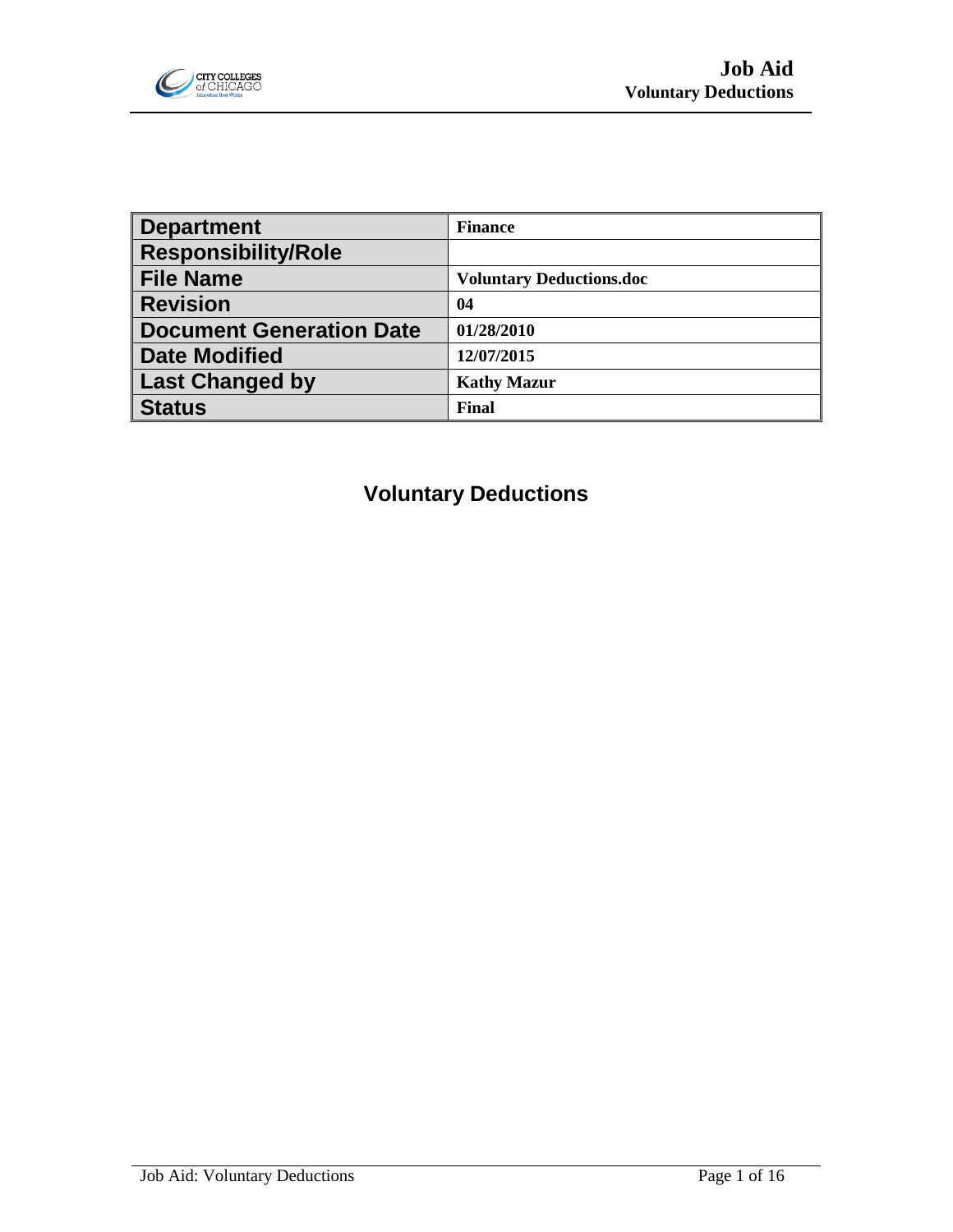| Department | Finance |
| --- | --- |
| Responsibility/Role | |
| File Name | Voluntary Deductions.doc |
| Revision | 04 |
| Document Generation Date | 01/28/2010 |
| Date Modified | 12/07/2015 |
| Last Changed by | Kathy Mazur |
| Status | Final |

# Voluntary Deductions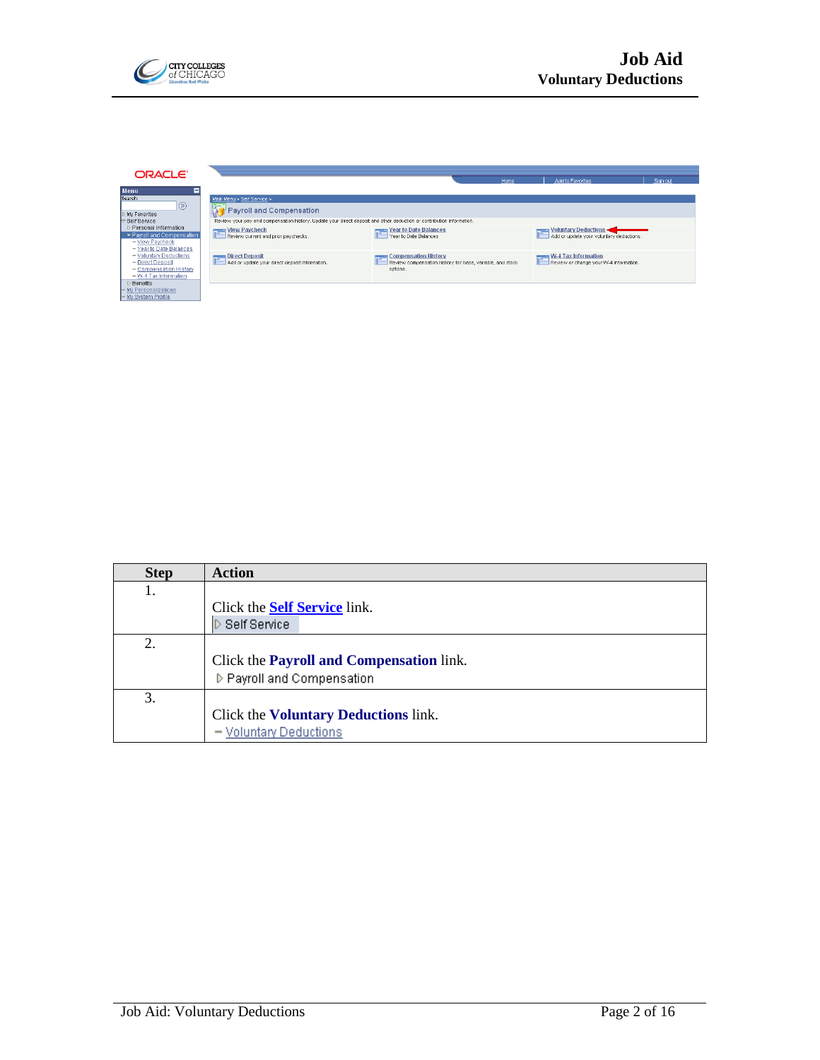| Step | Action |
| --- | --- |
| 1. | Click the **Self Service** link.<br>▷ Self Service |
| 2. | Click the **Payroll and Compensation** link.<br>▷ Payroll and Compensation |
| 3. | Click the **Voluntary Deductions** link.<br>– Voluntary Deductions |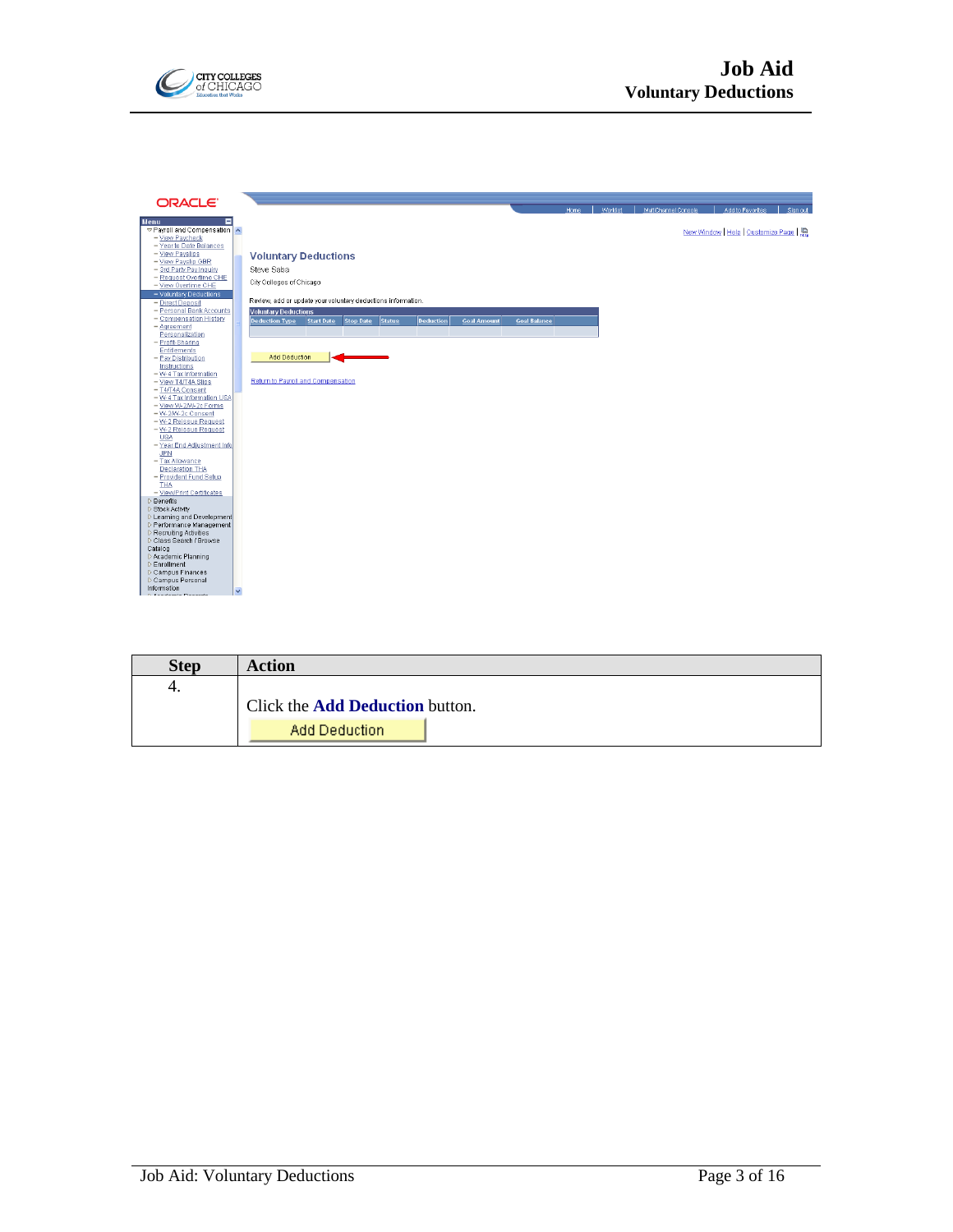| Step | Action |
| --- | --- |
| 4. | Click the **Add Deduction** button. Add Deduction |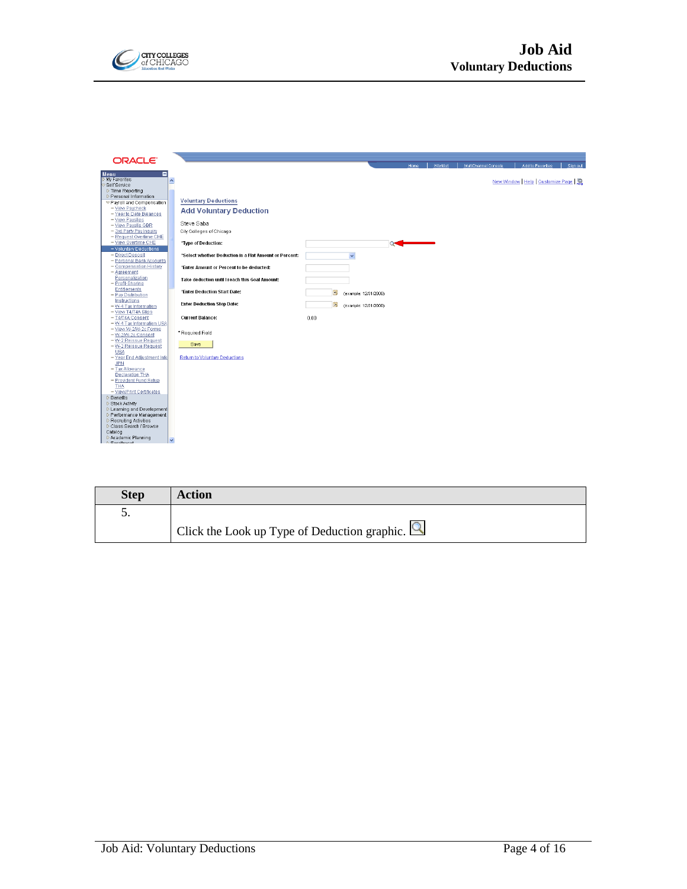| Step | Action |
| --- | --- |
| 5. | Click the Look up Type of Deduction graphic. |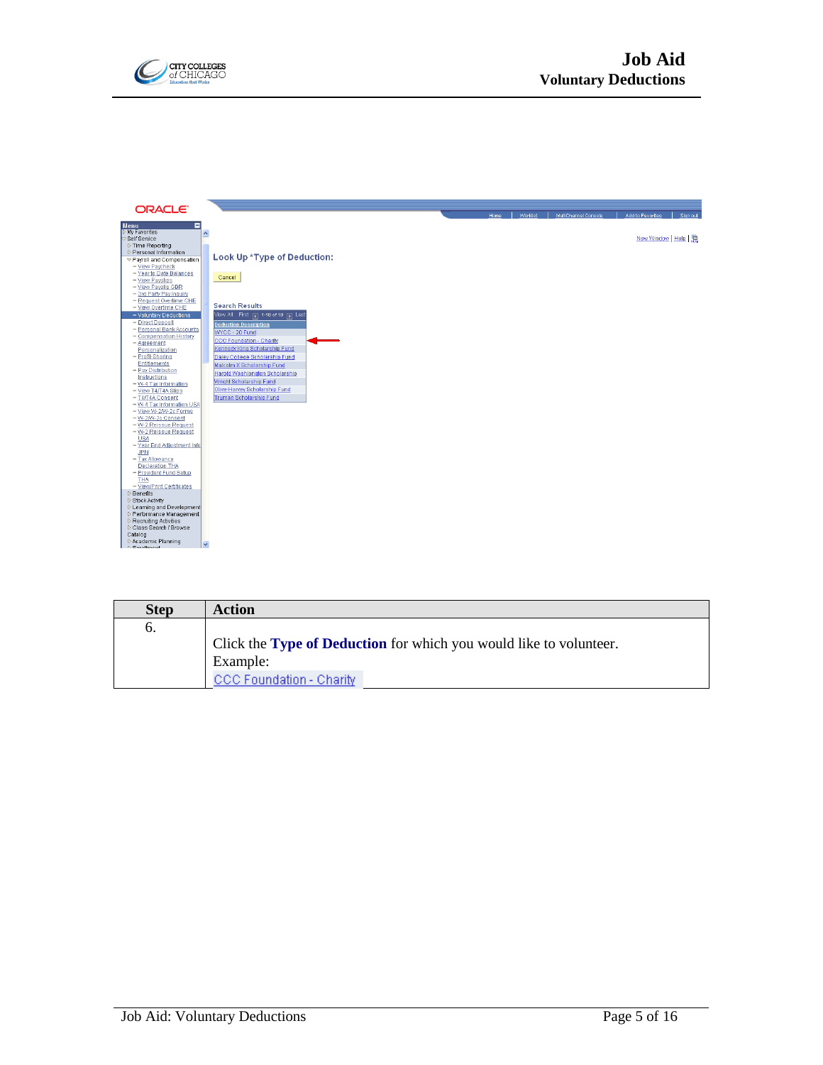| Step | Action |
| --- | --- |
| 6. | Click the **Type of Deduction** for which you would like to volunteer. Example: CCC Foundation - Charity |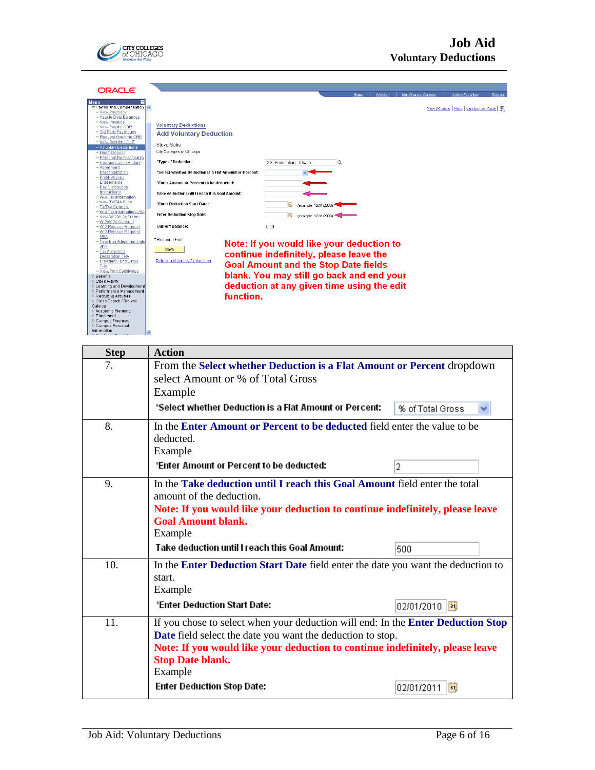**Voluntary Deductions**

**Add Voluntary Deduction**

Steve Saba

City Colleges of Chicago

*Type of Deduction: CCC Foundation - Charity

*Select whether Deduction is a Flat Amount or Percent:

*Enter Amount or Percent to be deducted:

Take deduction until I reach this Goal Amount:

*Enter Deduction Start Date: (example: 12/31/2000)

Enter Deduction Stop Date: (example: 12/31/2000)

Current Balance: 0.00

*Required Field

Save

Return to Voluntary Deductions

**Note: If you would like your deduction to continue indefinitely, please leave the Goal Amount and the Stop Date fields blank. You may still go back and end your deduction at any given time using the edit function.**

| Step | Action |
|---|---|
| 7. | From the **Select whether Deduction is a Flat Amount or Percent** dropdown select Amount or % of Total Gross<br>Example<br>*Select whether Deduction is a Flat Amount or Percent: % of Total Gross |
| 8. | In the **Enter Amount or Percent to be deducted** field enter the value to be deducted.<br>Example<br>*Enter Amount or Percent to be deducted: 2 |
| 9. | In the **Take deduction until I reach this Goal Amount** field enter the total amount of the deduction.<br>**Note: If you would like your deduction to continue indefinitely, please leave Goal Amount blank.**<br>Example<br>Take deduction until I reach this Goal Amount: 500 |
| 10. | In the **Enter Deduction Start Date** field enter the date you want the deduction to start.<br>Example<br>*Enter Deduction Start Date: 02/01/2010 |
| 11. | If you chose to select when your deduction will end: In the **Enter Deduction Stop Date** field select the date you want the deduction to stop.<br>**Note: If you would like your deduction to continue indefinitely, please leave Stop Date blank.**<br>Example<br>Enter Deduction Stop Date: 02/01/2011 |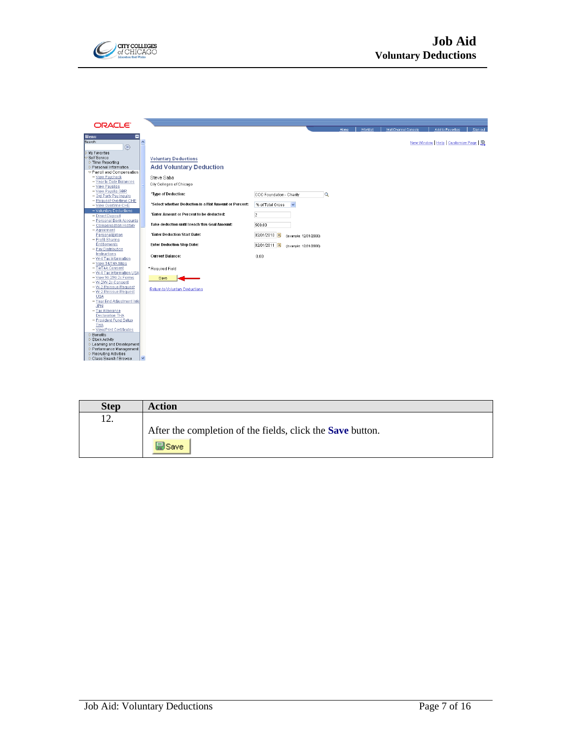| Step | Action |
| --- | --- |
| 12. | After the completion of the fields, click the **Save** button. |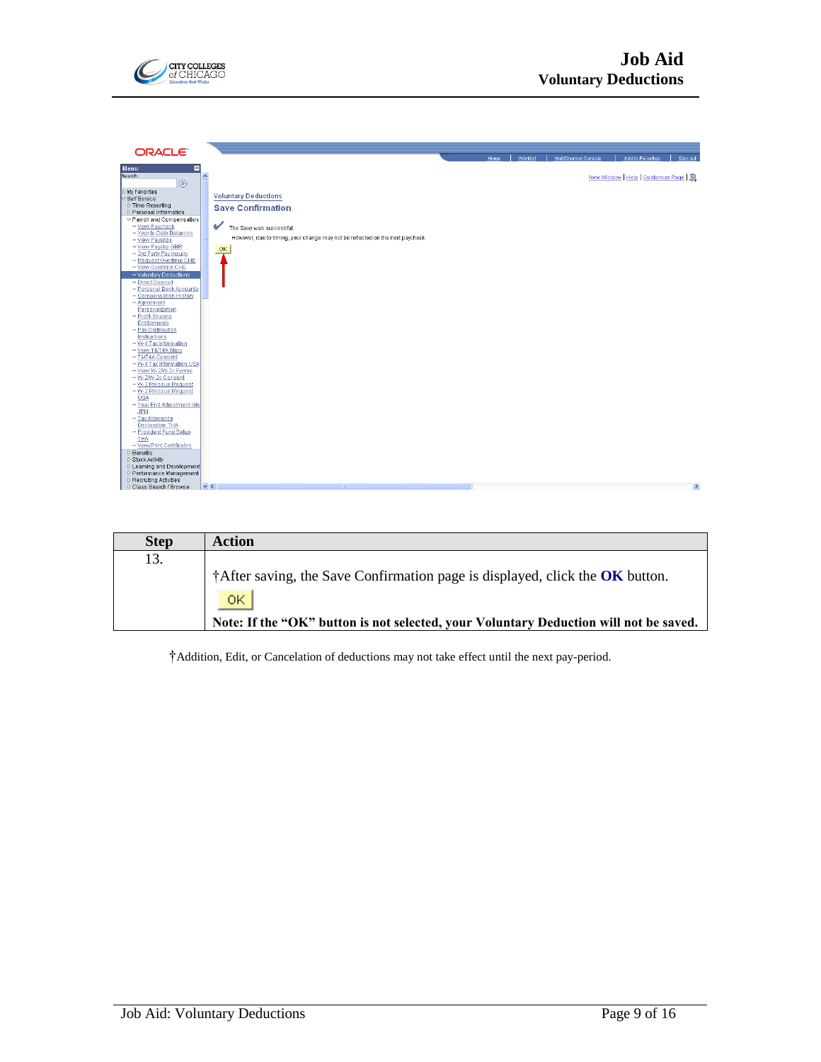| Step | Action |
| --- | --- |
| 13. | †After saving, the Save Confirmation page is displayed, click the **OK** button.<br>OK<br>**Note: If the "OK" button is not selected, your Voluntary Deduction will not be saved.** |

†Addition, Edit, or Cancelation of deductions may not take effect until the next pay-period.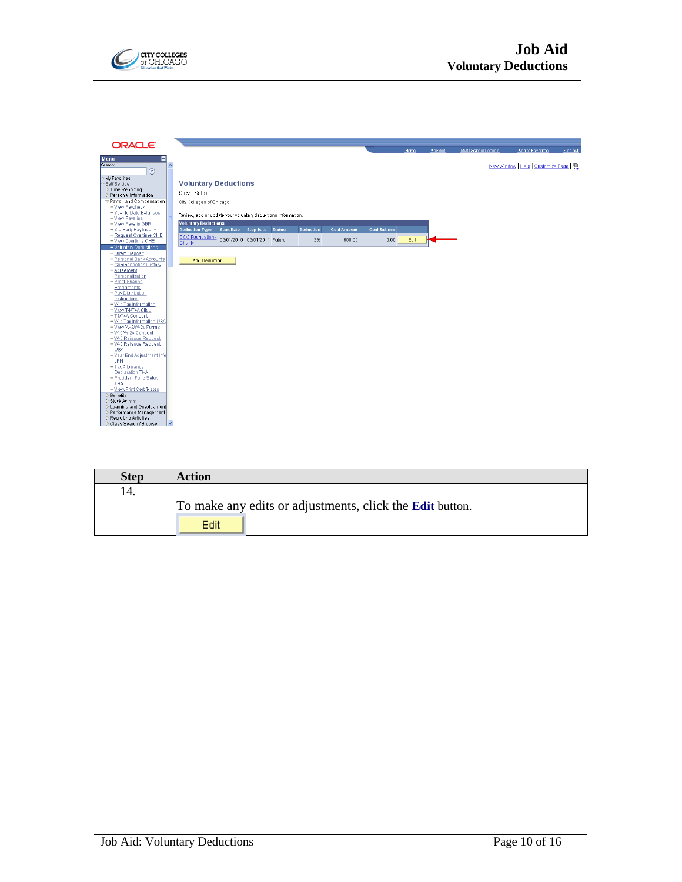| Step | Action |
| --- | --- |
| 14. | To make any edits or adjustments, click the **Edit** button. |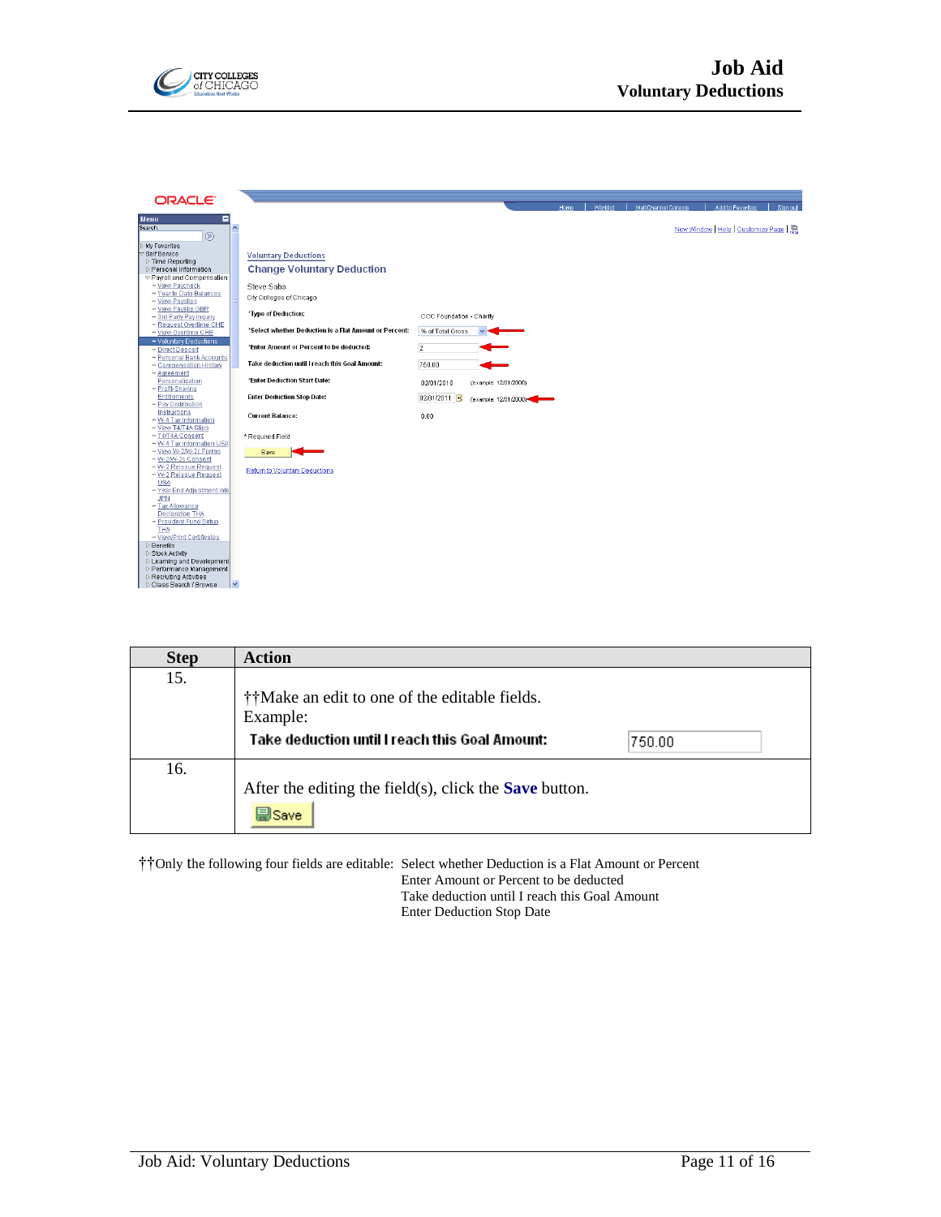| Step | Action |
| --- | --- |
| 15. | ††Make an edit to one of the editable fields. Example: **Take deduction until I reach this Goal Amount:** 750.00 |
| 16. | After the editing the field(s), click the **Save** button. Save |

††Only the following four fields are editable: Select whether Deduction is a Flat Amount or Percent
Enter Amount or Percent to be deducted
Take deduction until I reach this Goal Amount
Enter Deduction Stop Date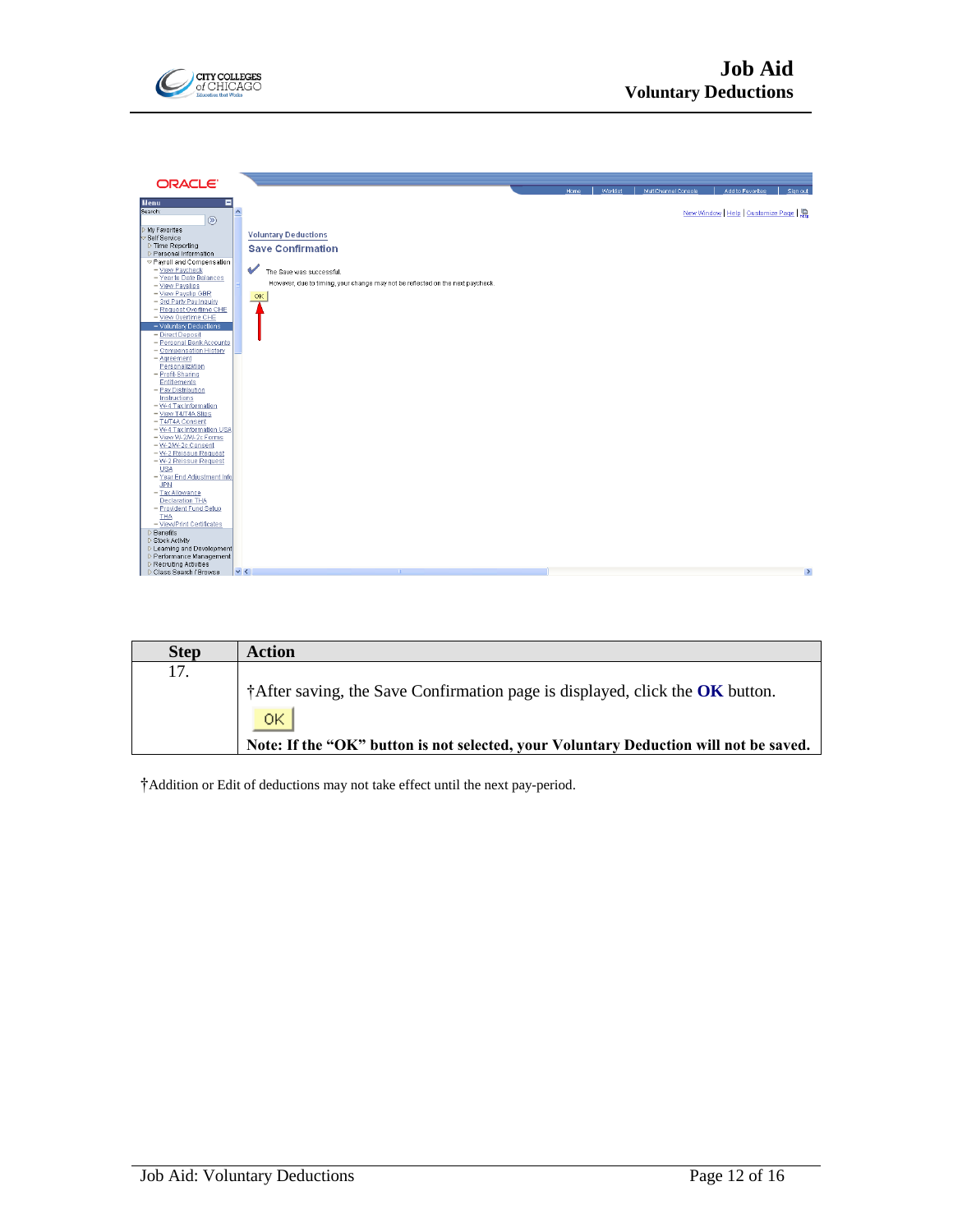| Step | Action |
|---|---|
| 17. | †After saving, the Save Confirmation page is displayed, click the **OK** button.<br><br>OK<br><br>**Note: If the "OK" button is not selected, your Voluntary Deduction will not be saved.** |

†Addition or Edit of deductions may not take effect until the next pay-period.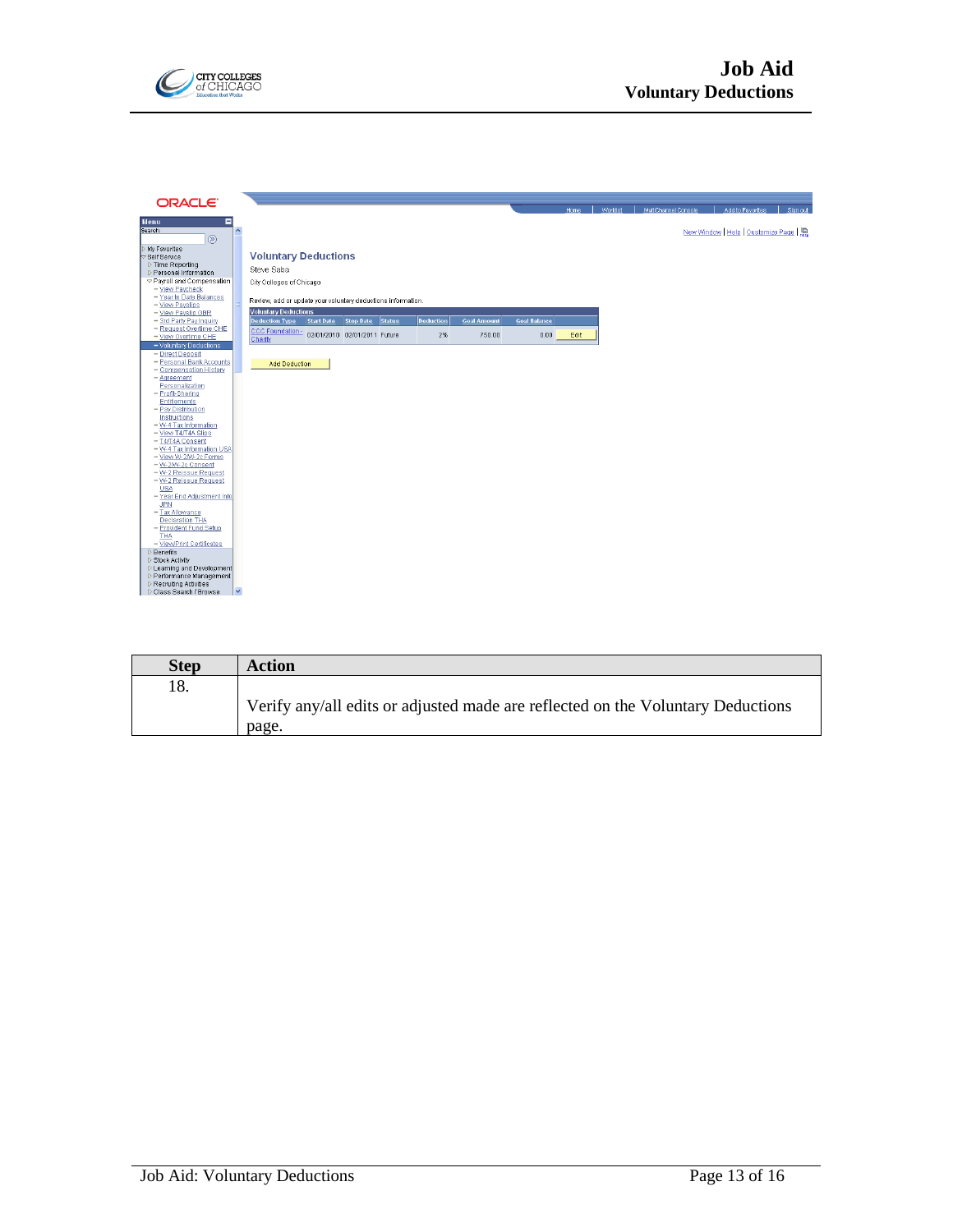| Step | Action |
| --- | --- |
| 18. | Verify any/all edits or adjusted made are reflected on the Voluntary Deductions page. |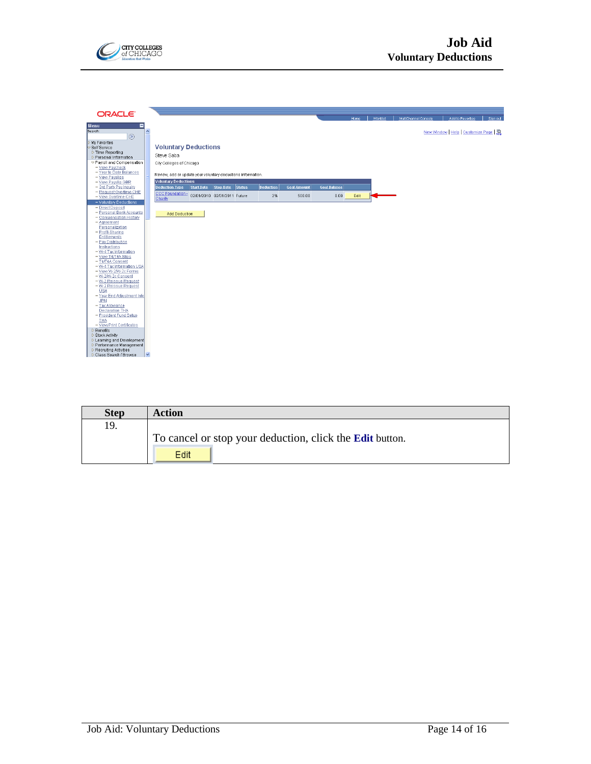| Step | Action |
| --- | --- |
| 19. | To cancel or stop your deduction, click the **Edit** button. Edit |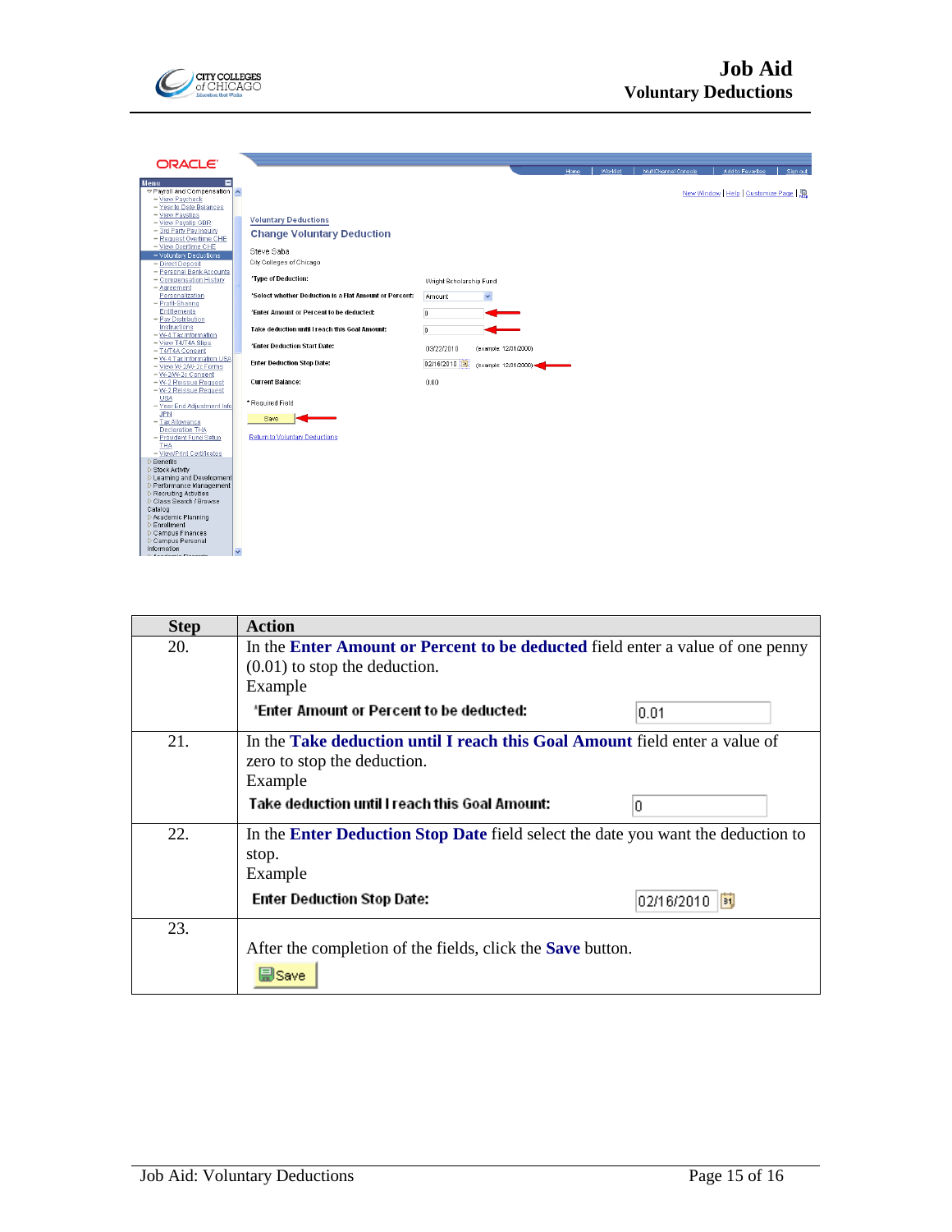| Step | Action |
|---|---|
| 20. | In the **Enter Amount or Percent to be deducted** field enter a value of one penny (0.01) to stop the deduction. Example *Enter Amount or Percent to be deducted: 0.01 |
| 21. | In the **Take deduction until I reach this Goal Amount** field enter a value of zero to stop the deduction. Example Take deduction until I reach this Goal Amount: 0 |
| 22. | In the **Enter Deduction Stop Date** field select the date you want the deduction to stop. Example Enter Deduction Stop Date: 02/16/2010 |
| 23. | After the completion of the fields, click the **Save** button. Save |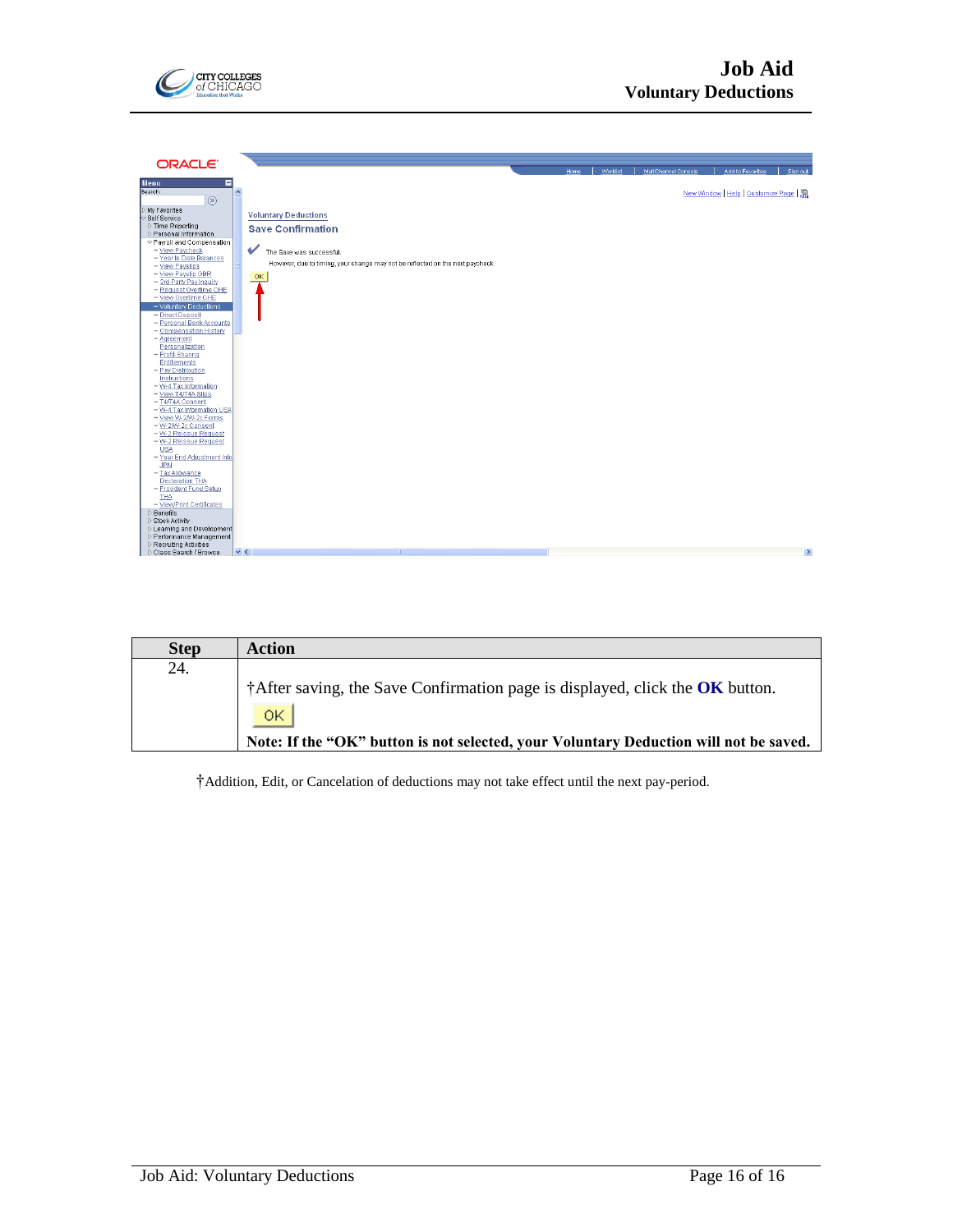| Step | Action |
|---|---|
| 24. | †After saving, the Save Confirmation page is displayed, click the **OK** button. OK **Note: If the "OK" button is not selected, your Voluntary Deduction will not be saved.** |

†Addition, Edit, or Cancelation of deductions may not take effect until the next pay-period.